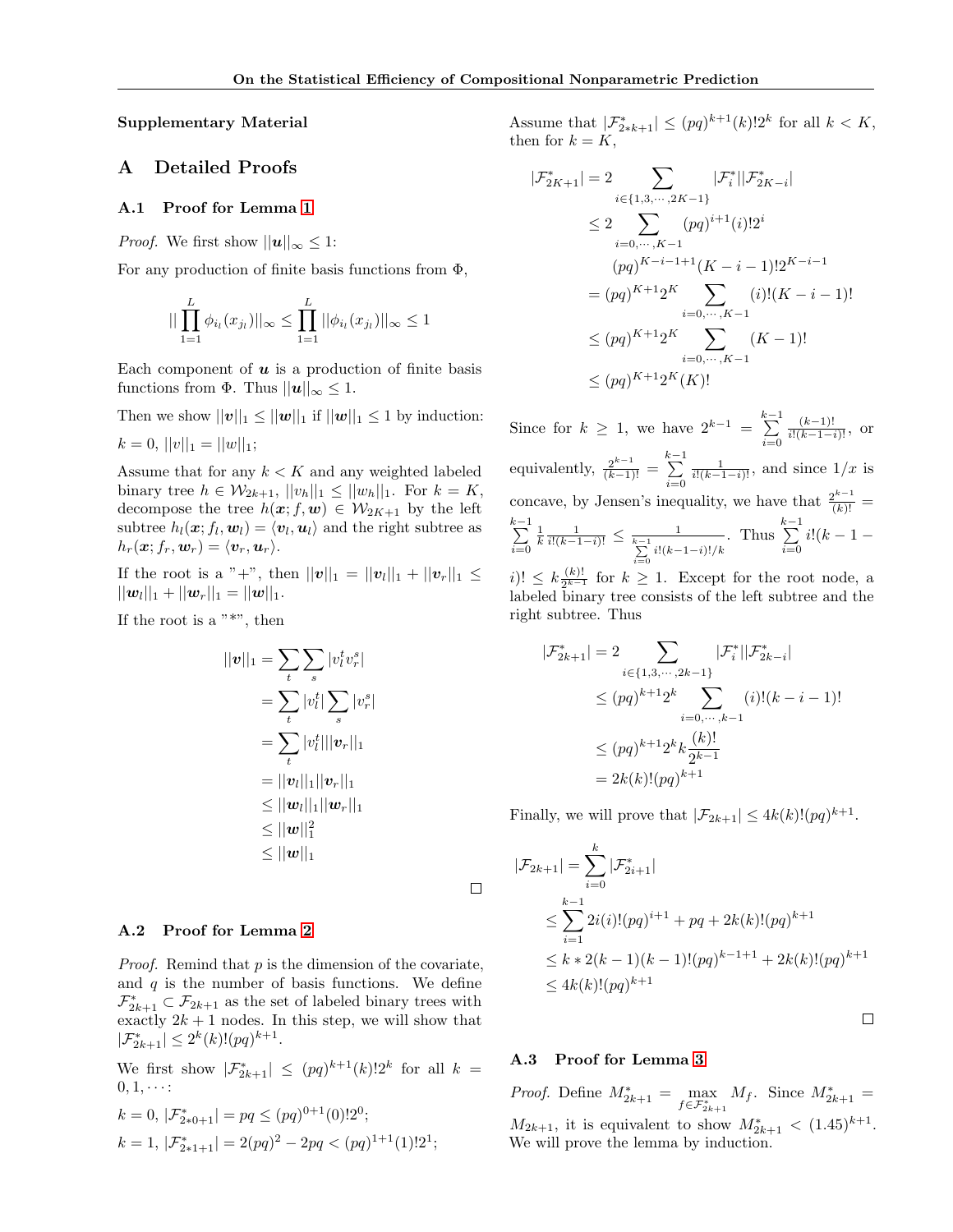**Supplementary Material**

# A Detailed Proofs

## A.1 Proof for Lemma 1

*Proof.* We first show $||\boldsymbol{u}||_\infty \leq 1$:

For any production of finite basis functions from $\Phi$,

$$|| \prod_{1=1}^{L} \phi_{i_l}(x_{j_l}) ||_\infty \leq \prod_{1=1}^{L} ||\phi_{i_l}(x_{j_l})||_\infty \leq 1$$

Each component of $\boldsymbol{u}$ is a production of finite basis functions from $\Phi$. Thus $||\boldsymbol{u}||_\infty \leq 1$.

Then we show $||\boldsymbol{v}||_1 \leq ||\boldsymbol{w}||_1$ if $||\boldsymbol{w}||_1 \leq 1$ by induction:

$k = 0$, $||v||_1 = ||w||_1$;

Assume that for any $k < K$ and any weighted labeled binary tree $h \in \mathcal{W}_{2k+1}$, $||v_h||_1 \leq ||w_h||_1$. For $k = K$, decompose the tree $h(\boldsymbol{x}; f, \boldsymbol{w}) \in \mathcal{W}_{2K+1}$ by the left subtree $h_l(\boldsymbol{x}; f_l, \boldsymbol{w}_l) = \langle \boldsymbol{v}_l, \boldsymbol{u}_l \rangle$ and the right subtree as $h_r(\boldsymbol{x}; f_r, \boldsymbol{w}_r) = \langle \boldsymbol{v}_r, \boldsymbol{u}_r \rangle$.

If the root is a "+", then $||\boldsymbol{v}||_1 = ||\boldsymbol{v}_l||_1 + ||\boldsymbol{v}_r||_1 \leq ||\boldsymbol{w}_l||_1 + ||\boldsymbol{w}_r||_1 = ||\boldsymbol{w}||_1$.

If the root is a "*", then

$$\begin{aligned}
||\boldsymbol{v}||_1 &= \sum_t \sum_s |v_l^t v_r^s| \\
&= \sum_t |v_l^t| \sum_s |v_r^s| \\
&= \sum_t |v_l^t| ||\boldsymbol{v}_r||_1 \\
&= ||\boldsymbol{v}_l||_1 ||\boldsymbol{v}_r||_1 \\
&\leq ||\boldsymbol{w}_l||_1 ||\boldsymbol{w}_r||_1 \\
&\leq ||\boldsymbol{w}||_1^2 \\
&\leq ||\boldsymbol{w}||_1
\end{aligned}$$

□

## A.2 Proof for Lemma 2

*Proof.* Remind that $p$ is the dimension of the covariate, and $q$ is the number of basis functions. We define $\mathcal{F}^*_{2k+1} \subset \mathcal{F}_{2k+1}$ as the set of labeled binary trees with exactly $2k+1$ nodes. In this step, we will show that $|\mathcal{F}^*_{2k+1}| \leq 2^k (k)! (pq)^{k+1}$.

We first show $|\mathcal{F}^*_{2k+1}| \leq (pq)^{k+1}(k)!2^k$ for all $k = 0, 1, \cdots$:

$k = 0$, $|\mathcal{F}^*_{2*0+1}| = pq \leq (pq)^{0+1}(0)!2^0$;

$k = 1$, $|\mathcal{F}^*_{2*1+1}| = 2(pq)^2 - 2pq < (pq)^{1+1}(1)!2^1$;

Assume that $|\mathcal{F}^*_{2*k+1}| \leq (pq)^{k+1}(k)!2^k$ for all $k < K$, then for $k = K$,

$$\begin{aligned}
|\mathcal{F}^*_{2K+1}| &= 2 \sum_{i \in \{1,3,\cdots,2K-1\}} |\mathcal{F}^*_i||\mathcal{F}^*_{2K-i}| \\
&\leq 2 \sum_{i=0,\cdots,K-1} (pq)^{i+1}(i)!2^i \\
&\quad (pq)^{K-i-1+1}(K-i-1)!2^{K-i-1} \\
&= (pq)^{K+1} 2^K \sum_{i=0,\cdots,K-1} (i)!(K-i-1)! \\
&\leq (pq)^{K+1} 2^K \sum_{i=0,\cdots,K-1} (K-1)! \\
&\leq (pq)^{K+1} 2^K (K)!
\end{aligned}$$

Since for $k \geq 1$, we have $2^{k-1} = \sum_{i=0}^{k-1} \frac{(k-1)!}{i!(k-1-i)!}$, or equivalently, $\frac{2^{k-1}}{(k-1)!} = \sum_{i=0}^{k-1} \frac{1}{i!(k-1-i)!}$, and since $1/x$ is concave, by Jensen's inequality, we have that $\frac{2^{k-1}}{(k)!} = \sum_{i=0}^{k-1} \frac{1}{k} \frac{1}{i!(k-1-i)!} \leq \frac{1}{\sum_{i=0}^{k-1} i!(k-1-i)!/k}$. Thus $\sum_{i=0}^{k-1} i!(k-1-i)! \leq k\frac{(k)!}{2^{k-1}}$ for $k \geq 1$. Except for the root node, a labeled binary tree consists of the left subtree and the right subtree. Thus

$$\begin{aligned}
|\mathcal{F}^*_{2k+1}| &= 2 \sum_{i \in \{1,3,\cdots,2k-1\}} |\mathcal{F}^*_i||\mathcal{F}^*_{2k-i}| \\
&\leq (pq)^{k+1} 2^k \sum_{i=0,\cdots,k-1} (i)!(k-i-1)! \\
&\leq (pq)^{k+1} 2^k k \frac{(k)!}{2^{k-1}} \\
&= 2k(k)!(pq)^{k+1}
\end{aligned}$$

Finally, we will prove that $|\mathcal{F}_{2k+1}| \leq 4k(k)!(pq)^{k+1}$.

$$\begin{aligned}
|\mathcal{F}_{2k+1}| &= \sum_{i=0}^{k} |\mathcal{F}^*_{2i+1}| \\
&\leq \sum_{i=1}^{k-1} 2i(i)!(pq)^{i+1} + pq + 2k(k)!(pq)^{k+1} \\
&\leq k * 2(k-1)(k-1)!(pq)^{k-1+1} + 2k(k)!(pq)^{k+1} \\
&\leq 4k(k)!(pq)^{k+1}
\end{aligned}$$

□

## A.3 Proof for Lemma 3

*Proof.* Define $M^*_{2k+1} = \max_{f \in \mathcal{F}^*_{2k+1}} M_f$. Since $M^*_{2k+1} = M_{2k+1}$, it is equivalent to show $M^*_{2k+1} < (1.45)^{k+1}$. We will prove the lemma by induction.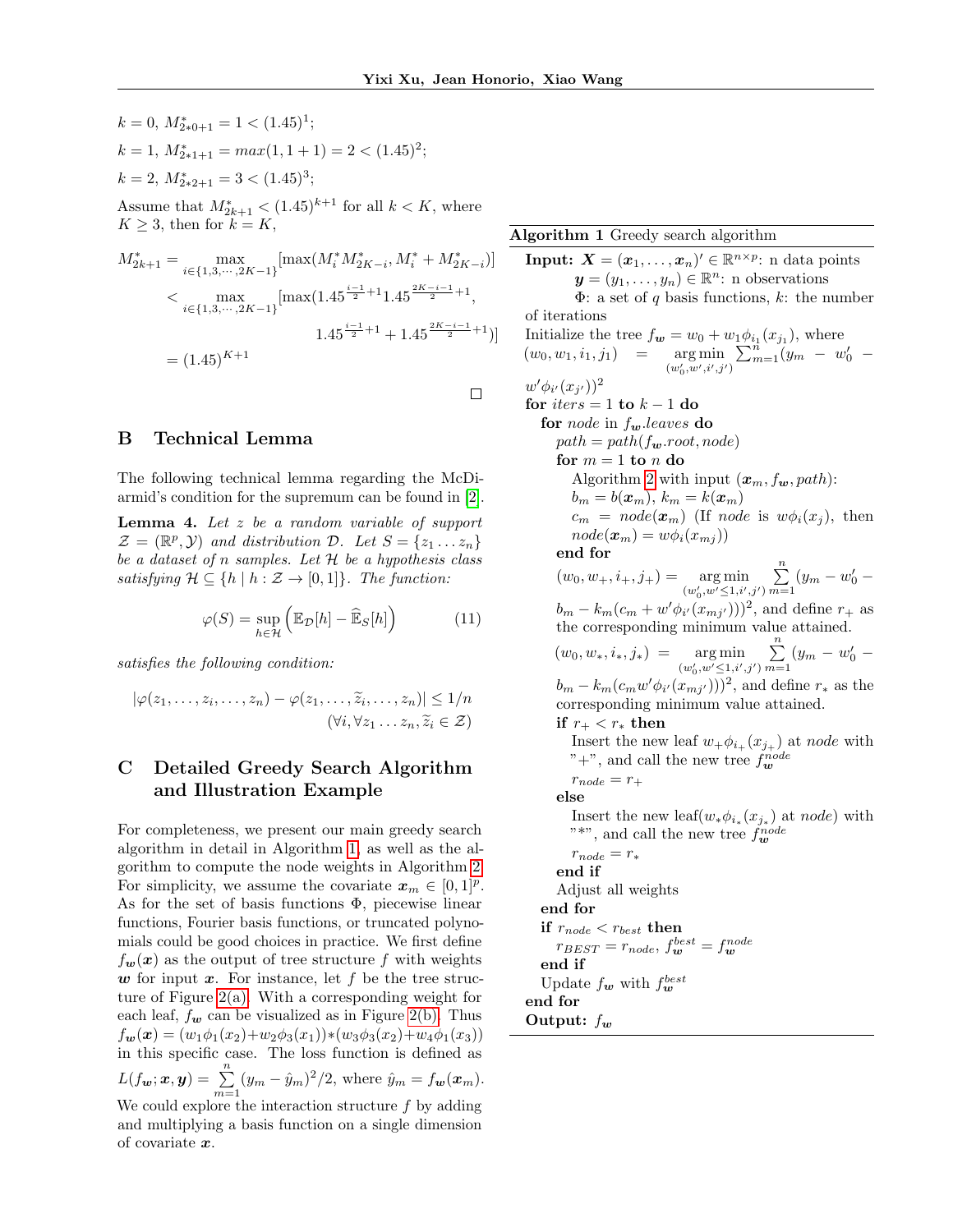$k = 0$, $M^*_{2*0+1} = 1 < (1.45)^1$;

$k = 1$, $M^*_{2*1+1} = max(1, 1+1) = 2 < (1.45)^2$;

$k = 2$, $M^*_{2*2+1} = 3 < (1.45)^3$;

Assume that $M^*_{2k+1} < (1.45)^{k+1}$ for all $k < K$, where $K \geq 3$, then for $k = K$,

$$
\begin{aligned}
M^*_{2k+1} &= \max_{i \in \{1,3,\cdots,2K-1\}} [\max(M^*_i M^*_{2K-i}, M^*_i + M^*_{2K-i})] \\
&< \max_{i \in \{1,3,\cdots,2K-1\}} [\max(1.45^{\frac{i-1}{2}+1} 1.45^{\frac{2K-i-1}{2}+1}, \\
&\qquad 1.45^{\frac{i-1}{2}+1} + 1.45^{\frac{2K-i-1}{2}+1})] \\
&= (1.45)^{K+1}
\end{aligned}
$$

□

## B Technical Lemma

The following technical lemma regarding the McDiarmid's condition for the supremum can be found in [2].

**Lemma 4.** *Let $z$ be a random variable of support $\mathcal{Z} = (\mathbb{R}^p, \mathcal{Y})$ and distribution $\mathcal{D}$. Let $S = \{z_1 \dots z_n\}$ be a dataset of $n$ samples. Let $\mathcal{H}$ be a hypothesis class satisfying $\mathcal{H} \subseteq \{h \mid h : \mathcal{Z} \to [0, 1]\}$. The function:*

$$
\varphi(S) = \sup_{h \in \mathcal{H}} \left( \mathbb{E}_{\mathcal{D}}[h] - \widehat{\mathbb{E}}_S[h] \right) \tag{11}
$$

*satisfies the following condition:*

$$
|\varphi(z_1, \dots, z_i, \dots, z_n) - \varphi(z_1, \dots, \widetilde{z}_i, \dots, z_n)| \leq 1/n
$$
$$
(\forall i, \forall z_1 \dots z_n, \widetilde{z}_i \in \mathcal{Z})
$$

## C Detailed Greedy Search Algorithm and Illustration Example

For completeness, we present our main greedy search algorithm in detail in Algorithm 1, as well as the algorithm to compute the node weights in Algorithm 2. For simplicity, we assume the covariate $\boldsymbol{x}_m \in [0, 1]^p$. As for the set of basis functions $\Phi$, piecewise linear functions, Fourier basis functions, or truncated polynomials could be good choices in practice. We first define $f_{\boldsymbol{w}}(\boldsymbol{x})$ as the output of tree structure $f$ with weights $\boldsymbol{w}$ for input $\boldsymbol{x}$. For instance, let $f$ be the tree structure of Figure 2(a). With a corresponding weight for each leaf, $f_{\boldsymbol{w}}$ can be visualized as in Figure 2(b). Thus $f_{\boldsymbol{w}}(\boldsymbol{x}) = (w_1\phi_1(x_2) + w_2\phi_3(x_1)) * (w_3\phi_3(x_2) + w_4\phi_1(x_3))$ in this specific case. The loss function is defined as $L(f_{\boldsymbol{w}}; \boldsymbol{x}, \boldsymbol{y}) = \sum_{m=1}^{n} (y_m - \hat{y}_m)^2/2$, where $\hat{y}_m = f_{\boldsymbol{w}}(\boldsymbol{x}_m)$. We could explore the interaction structure $f$ by adding and multiplying a basis function on a single dimension of covariate $\boldsymbol{x}$.

**Algorithm 1** Greedy search algorithm

**Input:** $\boldsymbol{X} = (\boldsymbol{x}_1, \dots, \boldsymbol{x}_n)' \in \mathbb{R}^{n \times p}$: n data points
  $\boldsymbol{y} = (y_1, \dots, y_n) \in \mathbb{R}^n$: n observations
  $\Phi$: a set of $q$ basis functions, $k$: the number of iterations

Initialize the tree $f_{\boldsymbol{w}} = w_0 + w_1\phi_{i_1}(x_{j_1})$, where $(w_0, w_1, i_1, j_1) = \arg\min_{(w_0', w', i', j')} \sum_{m=1}^{n} (y_m - w_0' - w'\phi_{i'}(x_{j'}))^2$

**for** $iters = 1$ **to** $k - 1$ **do**
  **for** $node$ in $f_{\boldsymbol{w}}.leaves$ **do**
    $path = path(f_{\boldsymbol{w}}.root, node)$
    **for** $m = 1$ **to** $n$ **do**
      Algorithm 2 with input $(\boldsymbol{x}_m, f_{\boldsymbol{w}}, path)$:
      $b_m = b(\boldsymbol{x}_m)$, $k_m = k(\boldsymbol{x}_m)$
      $c_m = node(\boldsymbol{x}_m)$ (If $node$ is $w\phi_i(x_j)$, then $node(\boldsymbol{x}_m) = w\phi_i(x_{mj})$)
    **end for**
    $(w_0, w_+, i_+, j_+) = \arg\min_{(w_0', w' \leq 1, i', j')} \sum_{m=1}^{n} (y_m - w_0' - b_m - k_m(c_m + w'\phi_{i'}(x_{mj'})))^2$, and define $r_+$ as the corresponding minimum value attained.
    $(w_0, w_*, i_*, j_*) = \arg\min_{(w_0', w' \leq 1, i', j')} \sum_{m=1}^{n} (y_m - w_0' - b_m - k_m(c_m w'\phi_{i'}(x_{mj'})))^2$, and define $r_*$ as the corresponding minimum value attained.
    **if** $r_+ < r_*$ **then**
      Insert the new leaf $w_+\phi_{i_+}(x_{j_+})$ at $node$ with "+", and call the new tree $f_{\boldsymbol{w}}^{node}$
      $r_{node} = r_+$
    **else**
      Insert the new leaf($w_*\phi_{i_*}(x_{j_*})$ at $node$) with "*", and call the new tree $f_{\boldsymbol{w}}^{node}$
      $r_{node} = r_*$
    **end if**
    Adjust all weights
  **end for**
  **if** $r_{node} < r_{best}$ **then**
    $r_{BEST} = r_{node}$, $f_{\boldsymbol{w}}^{best} = f_{\boldsymbol{w}}^{node}$
  **end if**
  Update $f_{\boldsymbol{w}}$ with $f_{\boldsymbol{w}}^{best}$
**end for**

**Output:** $f_{\boldsymbol{w}}$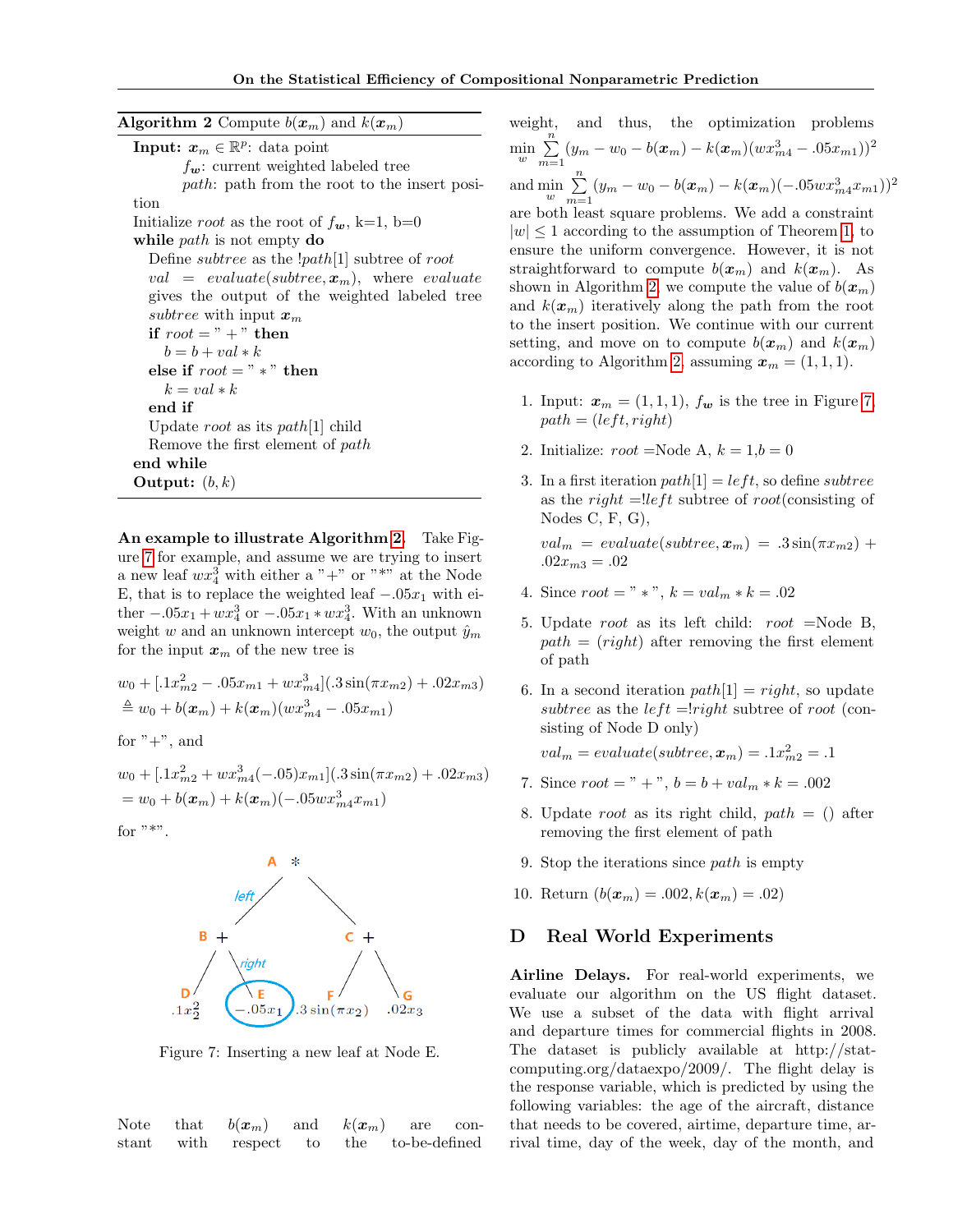**Algorithm 2** Compute $b(\boldsymbol{x}_m)$ and $k(\boldsymbol{x}_m)$

```
Input: x_m ∈ R^p: data point
       f_w: current weighted labeled tree
       path: path from the root to the insert position
Initialize root as the root of f_w, k=1, b=0
while path is not empty do
    Define subtree as the !path[1] subtree of root
    val = evaluate(subtree, x_m), where evaluate gives the output of the weighted labeled tree subtree with input x_m
    if root = "+" then
        b = b + val * k
    else if root = "*" then
        k = val * k
    end if
    Update root as its path[1] child
    Remove the first element of path
end while
Output: (b, k)
```

**An example to illustrate Algorithm 2.** Take Figure 7 for example, and assume we are trying to insert a new leaf $wx_4^3$ with either a "+" or "*" at the Node E, that is to replace the weighted leaf $-.05x_1$ with either $-.05x_1 + wx_4^3$ or $-.05x_1 * wx_4^3$. With an unknown weight $w$ and an unknown intercept $w_0$, the output $\hat{y}_m$ for the input $\boldsymbol{x}_m$ of the new tree is

$$
\begin{aligned}
& w_0 + [.1x_{m2}^2 - .05x_{m1} + wx_{m4}^3](.3\sin(\pi x_{m2}) + .02x_{m3}) \\
& \triangleq w_0 + b(\boldsymbol{x}_m) + k(\boldsymbol{x}_m)(wx_{m4}^3 - .05x_{m1})
\end{aligned}
$$

for "+", and

$$
\begin{aligned}
& w_0 + [.1x_{m2}^2 + wx_{m4}^3(-.05)x_{m1}](.3\sin(\pi x_{m2}) + .02x_{m3}) \\
& = w_0 + b(\boldsymbol{x}_m) + k(\boldsymbol{x}_m)(-.05wx_{m4}^3 x_{m1})
\end{aligned}
$$

for "*".

Figure 7: Inserting a new leaf at Node E.

Note that $b(\boldsymbol{x}_m)$ and $k(\boldsymbol{x}_m)$ are constant with respect to the to-be-defined weight, and thus, the optimization problems $\min_w \sum_{m=1}^{n} (y_m - w_0 - b(\boldsymbol{x}_m) - k(\boldsymbol{x}_m)(wx_{m4}^3 - .05x_{m1}))^2$ and $\min_w \sum_{m=1}^{n} (y_m - w_0 - b(\boldsymbol{x}_m) - k(\boldsymbol{x}_m)(-.05wx_{m4}^3 x_{m1}))^2$ are both least square problems. We add a constraint $|w| \le 1$ according to the assumption of Theorem 1, to ensure the uniform convergence. However, it is not straightforward to compute $b(\boldsymbol{x}_m)$ and $k(\boldsymbol{x}_m)$. As shown in Algorithm 2, we compute the value of $b(\boldsymbol{x}_m)$ and $k(\boldsymbol{x}_m)$ iteratively along the path from the root to the insert position. We continue with our current setting, and move on to compute $b(\boldsymbol{x}_m)$ and $k(\boldsymbol{x}_m)$ according to Algorithm 2, assuming $\boldsymbol{x}_m = (1, 1, 1)$.

1. Input: $\boldsymbol{x}_m = (1, 1, 1)$, $f_{\boldsymbol{w}}$ is the tree in Figure 7, *path* = (*left*, *right*)
2. Initialize: *root* =Node A, $k = 1$, $b = 0$
3. In a first iteration *path*[1] = *left*, so define *subtree* as the *right* =!*left* subtree of *root*(consisting of Nodes C, F, G),

   $val_m = evaluate(subtree, \boldsymbol{x}_m) = .3\sin(\pi x_{m2}) + .02x_{m3} = .02$
4. Since *root* = "*", $k = val_m * k = .02$
5. Update *root* as its left child: *root* =Node B, *path* = (*right*) after removing the first element of path
6. In a second iteration *path*[1] = *right*, so update *subtree* as the *left* =!*right* subtree of *root* (consisting of Node D only)

   $val_m = evaluate(subtree, \boldsymbol{x}_m) = .1x_{m2}^2 = .1$
7. Since *root* = "+", $b = b + val_m * k = .002$
8. Update *root* as its right child, *path* = () after removing the first element of path
9. Stop the iterations since *path* is empty
10. Return $(b(\boldsymbol{x}_m) = .002, k(\boldsymbol{x}_m) = .02)$

# D Real World Experiments

**Airline Delays.** For real-world experiments, we evaluate our algorithm on the US flight dataset. We use a subset of the data with flight arrival and departure times for commercial flights in 2008. The dataset is publicly available at http://stat-computing.org/dataexpo/2009/. The flight delay is the response variable, which is predicted by using the following variables: the age of the aircraft, distance that needs to be covered, airtime, departure time, arrival time, day of the week, day of the month, and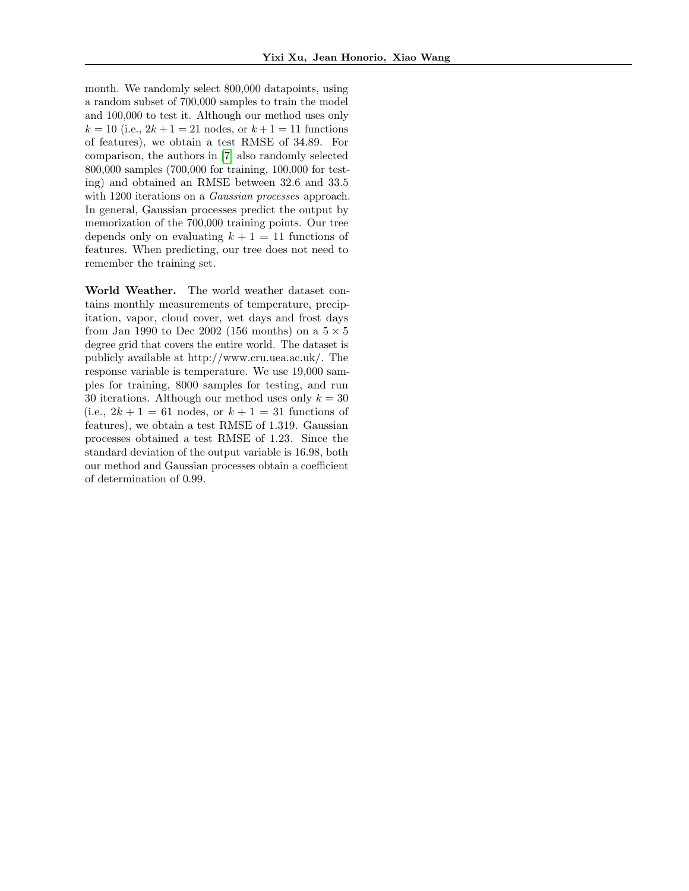month. We randomly select 800,000 datapoints, using a random subset of 700,000 samples to train the model and 100,000 to test it. Although our method uses only $k = 10$ (i.e., $2k + 1 = 21$ nodes, or $k + 1 = 11$ functions of features), we obtain a test RMSE of 34.89. For comparison, the authors in [7] also randomly selected 800,000 samples (700,000 for training, 100,000 for testing) and obtained an RMSE between 32.6 and 33.5 with 1200 iterations on a *Gaussian processes* approach. In general, Gaussian processes predict the output by memorization of the 700,000 training points. Our tree depends only on evaluating $k + 1 = 11$ functions of features. When predicting, our tree does not need to remember the training set.

**World Weather.** The world weather dataset contains monthly measurements of temperature, precipitation, vapor, cloud cover, wet days and frost days from Jan 1990 to Dec 2002 (156 months) on a $5 \times 5$ degree grid that covers the entire world. The dataset is publicly available at http://www.cru.uea.ac.uk/. The response variable is temperature. We use 19,000 samples for training, 8000 samples for testing, and run 30 iterations. Although our method uses only $k = 30$ (i.e., $2k + 1 = 61$ nodes, or $k + 1 = 31$ functions of features), we obtain a test RMSE of 1.319. Gaussian processes obtained a test RMSE of 1.23. Since the standard deviation of the output variable is 16.98, both our method and Gaussian processes obtain a coefficient of determination of 0.99.